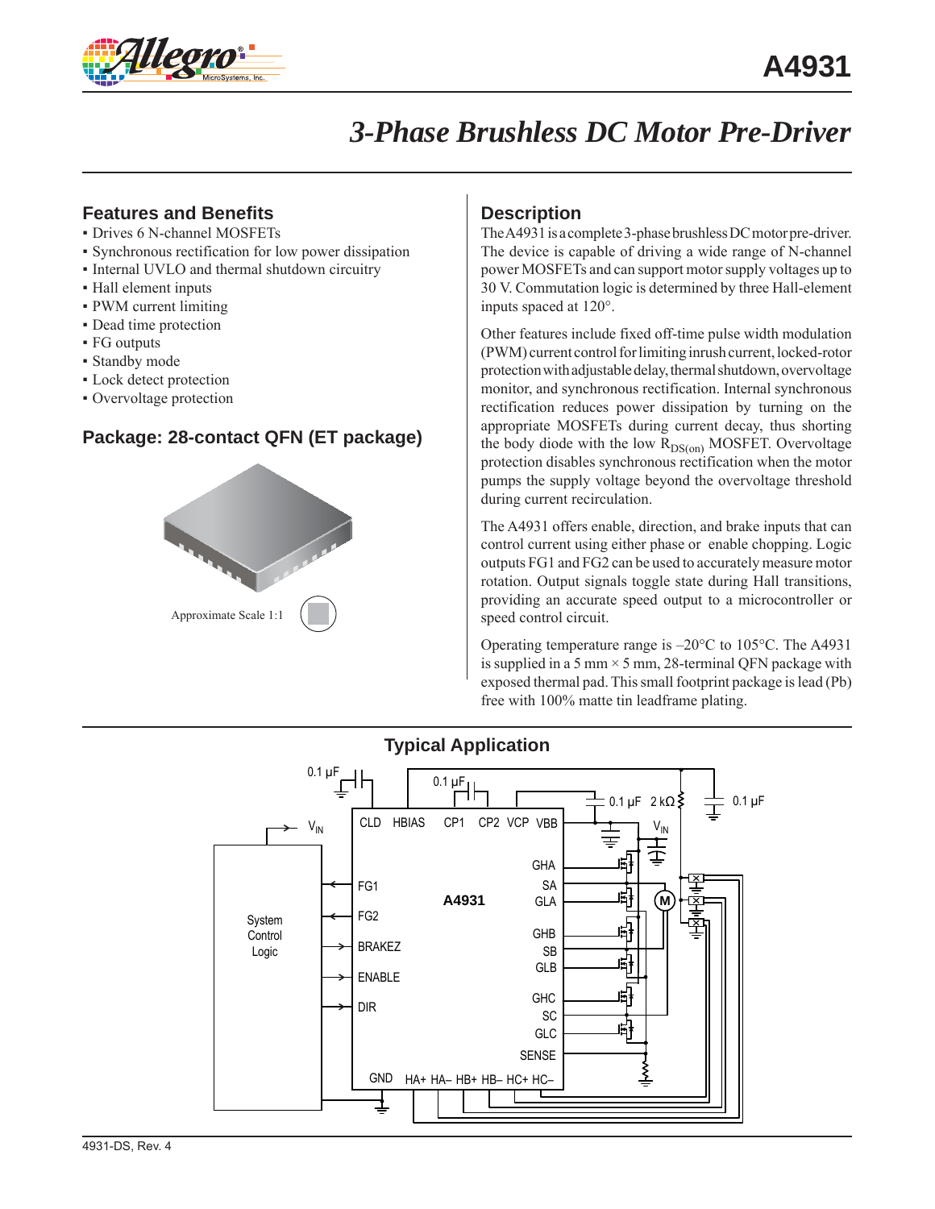# A4931

## 3-Phase Brushless DC Motor Pre-Driver

### Features and Benefits

- Drives 6 N-channel MOSFETs
- Synchronous rectification for low power dissipation
- Internal UVLO and thermal shutdown circuitry
- Hall element inputs
- PWM current limiting
- Dead time protection
- FG outputs
- Standby mode
- Lock detect protection
- Overvoltage protection

### Package: 28-contact QFN (ET package)

Approximate Scale 1:1

### Description

The A4931 is a complete 3-phase brushless DC motor pre-driver. The device is capable of driving a wide range of N-channel power MOSFETs and can support motor supply voltages up to 30 V. Commutation logic is determined by three Hall-element inputs spaced at 120°.

Other features include fixed off-time pulse width modulation (PWM) current control for limiting inrush current, locked-rotor protection with adjustable delay, thermal shutdown, overvoltage monitor, and synchronous rectification. Internal synchronous rectification reduces power dissipation by turning on the appropriate MOSFETs during current decay, thus shorting the body diode with the low $R_{DS(on)}$ MOSFET. Overvoltage protection disables synchronous rectification when the motor pumps the supply voltage beyond the overvoltage threshold during current recirculation.

The A4931 offers enable, direction, and brake inputs that can control current using either phase or enable chopping. Logic outputs FG1 and FG2 can be used to accurately measure motor rotation. Output signals toggle state during Hall transitions, providing an accurate speed output to a microcontroller or speed control circuit.

Operating temperature range is –20°C to 105°C. The A4931 is supplied in a 5 mm × 5 mm, 28-terminal QFN package with exposed thermal pad. This small footprint package is lead (Pb) free with 100% matte tin leadframe plating.

### Typical Application

4931-DS, Rev. 4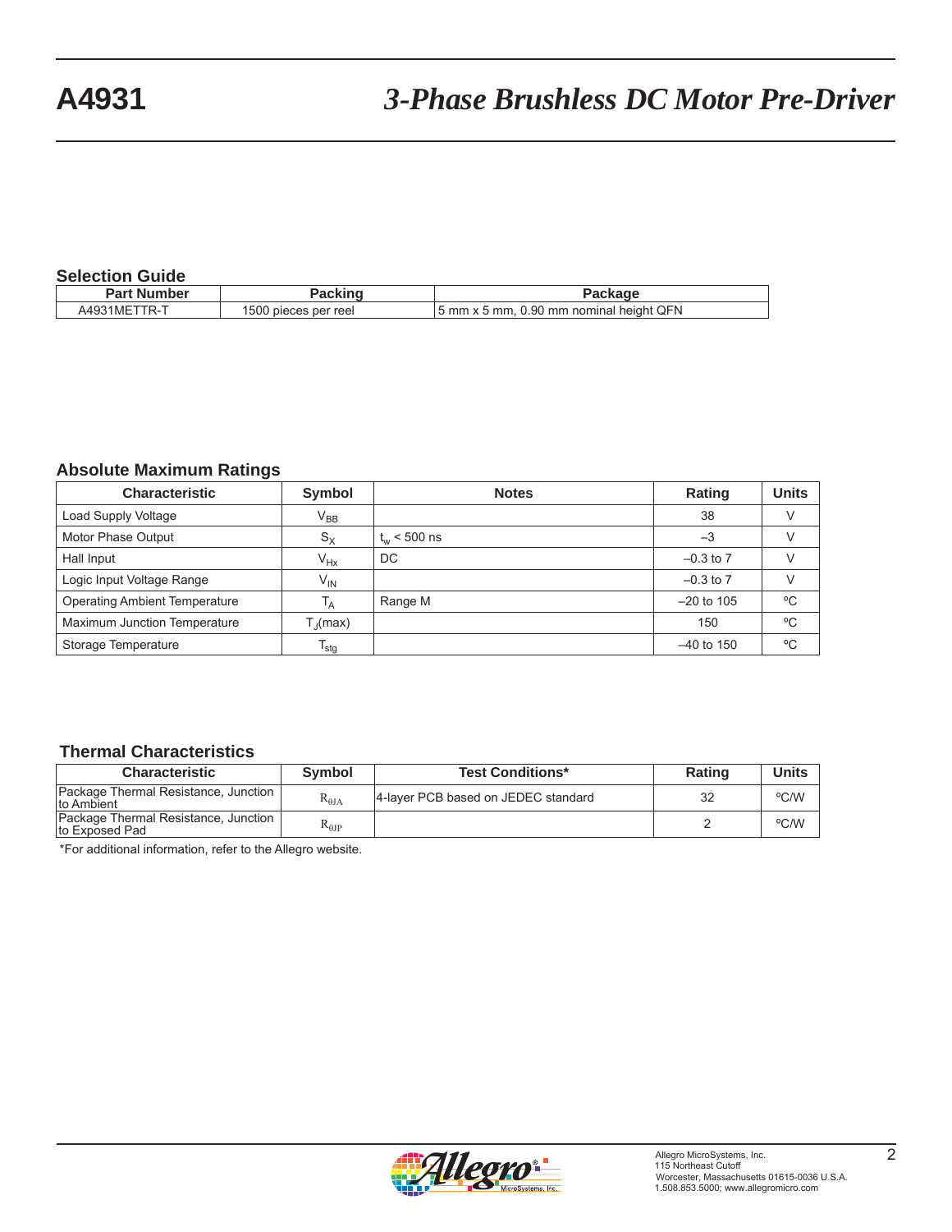## Selection Guide

| Part Number | Packing | Package |
|---|---|---|
| A4931METTR-T | 1500 pieces per reel | 5 mm x 5 mm, 0.90 mm nominal height QFN |

## Absolute Maximum Ratings

| Characteristic | Symbol | Notes | Rating | Units |
|---|---|---|---|---|
| Load Supply Voltage | $V_{BB}$ | | 38 | V |
| Motor Phase Output | $S_X$ | $t_w$ < 500 ns | –3 | V |
| Hall Input | $V_{Hx}$ | DC | –0.3 to 7 | V |
| Logic Input Voltage Range | $V_{IN}$ | | –0.3 to 7 | V |
| Operating Ambient Temperature | $T_A$ | Range M | –20 to 105 | ºC |
| Maximum Junction Temperature | $T_J$(max) | | 150 | ºC |
| Storage Temperature | $T_{stg}$ | | –40 to 150 | ºC |

## Thermal Characteristics

| Characteristic | Symbol | Test Conditions* | Rating | Units |
|---|---|---|---|---|
| Package Thermal Resistance, Junction to Ambient | $R_{\theta JA}$ | 4-layer PCB based on JEDEC standard | 32 | ºC/W |
| Package Thermal Resistance, Junction to Exposed Pad | $R_{\theta JP}$ | | 2 | ºC/W |

*For additional information, refer to the Allegro website.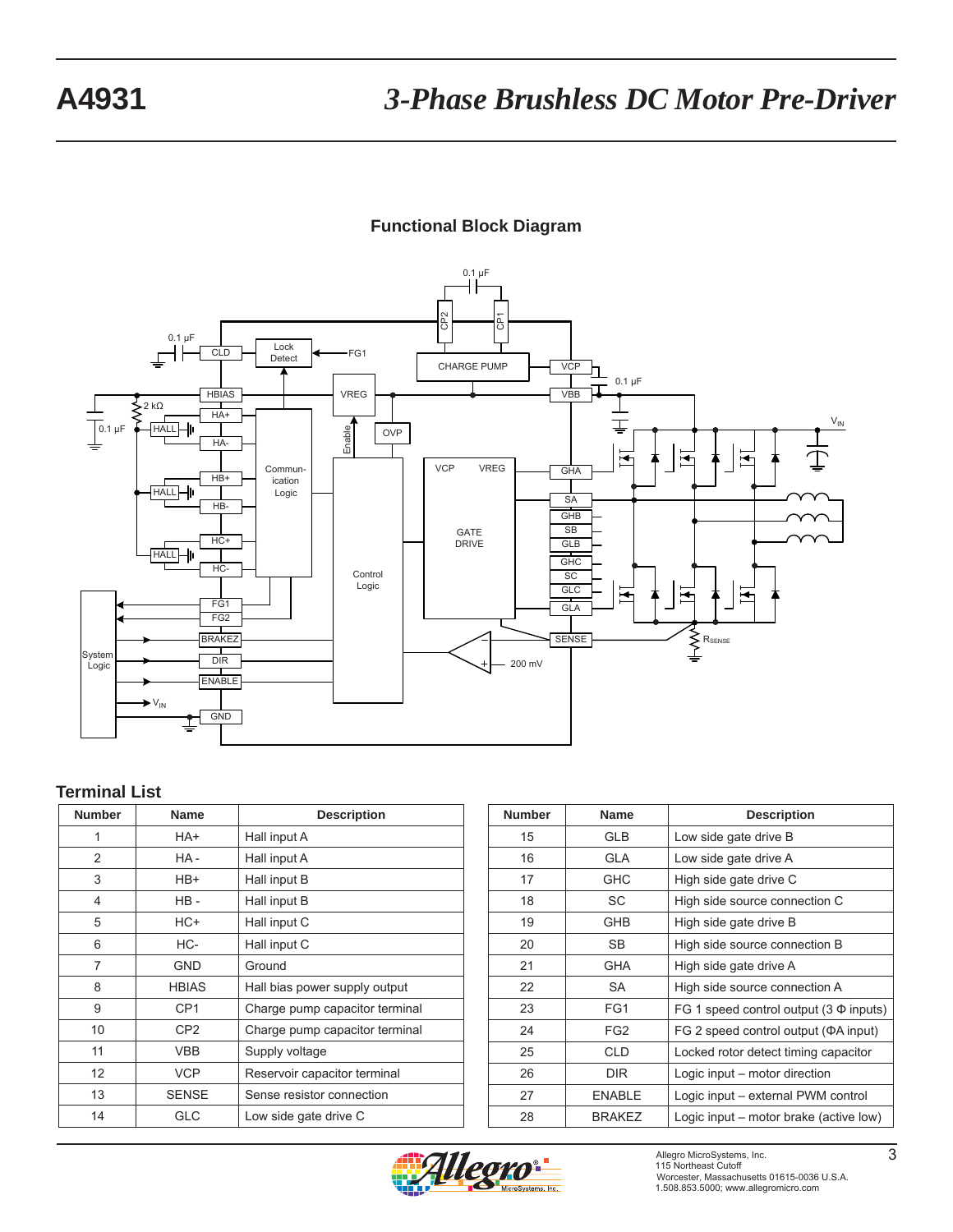## Functional Block Diagram

## Terminal List

| Number | Name | Description |
|---|---|---|
| 1 | HA+ | Hall input A |
| 2 | HA - | Hall input A |
| 3 | HB+ | Hall input B |
| 4 | HB - | Hall input B |
| 5 | HC+ | Hall input C |
| 6 | HC- | Hall input C |
| 7 | GND | Ground |
| 8 | HBIAS | Hall bias power supply output |
| 9 | CP1 | Charge pump capacitor terminal |
| 10 | CP2 | Charge pump capacitor terminal |
| 11 | VBB | Supply voltage |
| 12 | VCP | Reservoir capacitor terminal |
| 13 | SENSE | Sense resistor connection |
| 14 | GLC | Low side gate drive C |

| Number | Name | Description |
|---|---|---|
| 15 | GLB | Low side gate drive B |
| 16 | GLA | Low side gate drive A |
| 17 | GHC | High side gate drive C |
| 18 | SC | High side source connection C |
| 19 | GHB | High side gate drive B |
| 20 | SB | High side source connection B |
| 21 | GHA | High side gate drive A |
| 22 | SA | High side source connection A |
| 23 | FG1 | FG 1 speed control output (3 Φ inputs) |
| 24 | FG2 | FG 2 speed control output (ΦA input) |
| 25 | CLD | Locked rotor detect timing capacitor |
| 26 | DIR | Logic input – motor direction |
| 27 | ENABLE | Logic input – external PWM control |
| 28 | BRAKEZ | Logic input – motor brake (active low) |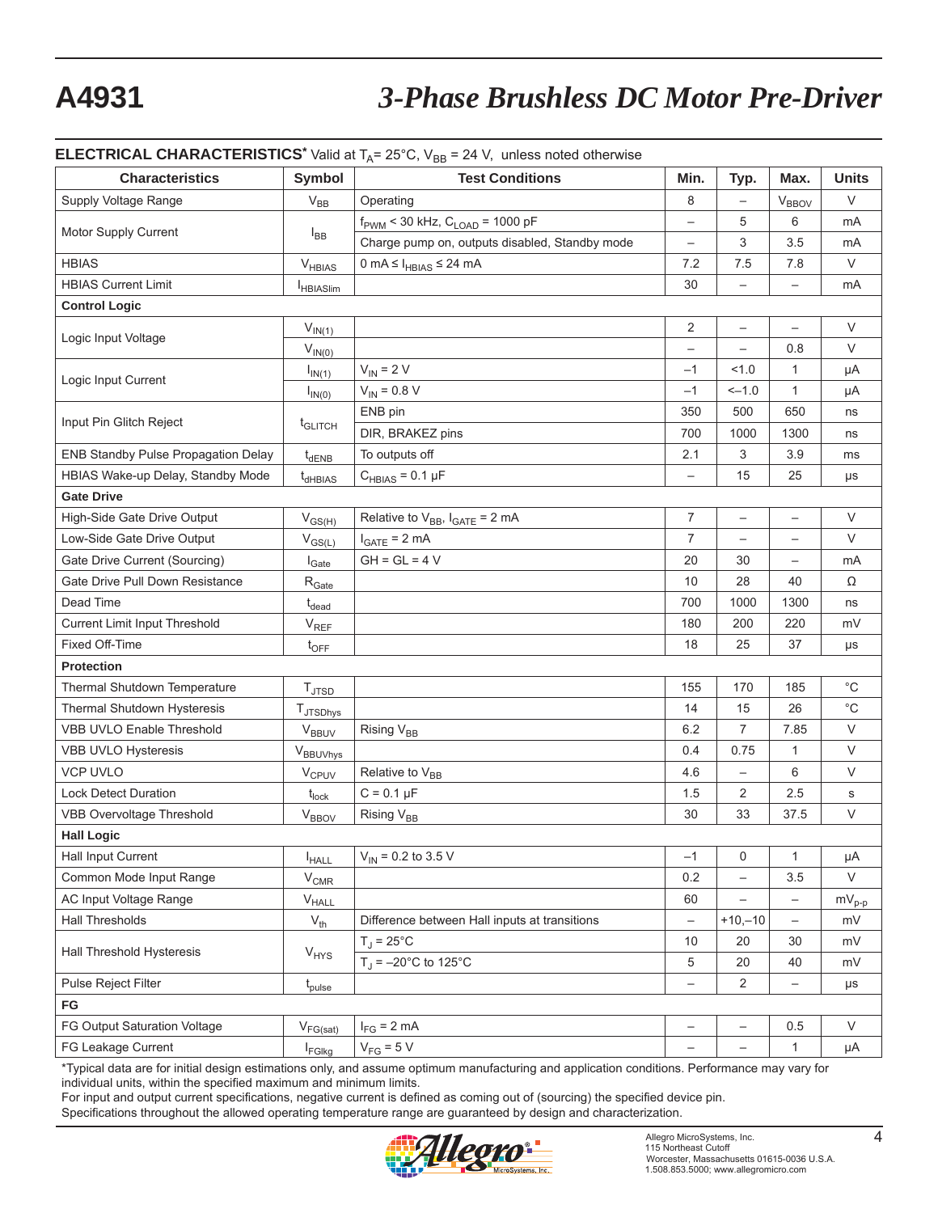**ELECTRICAL CHARACTERISTICS*** Valid at $T_A$= 25°C, $V_{BB}$ = 24 V, unless noted otherwise

| Characteristics | Symbol | Test Conditions | Min. | Typ. | Max. | Units |
|---|---|---|---|---|---|---|
| Supply Voltage Range | $V_{BB}$ | Operating | 8 | – | $V_{BBOV}$ | V |
| Motor Supply Current | $I_{BB}$ | $f_{PWM}$ < 30 kHz, $C_{LOAD}$ = 1000 pF | – | 5 | 6 | mA |
| | | Charge pump on, outputs disabled, Standby mode | – | 3 | 3.5 | mA |
| HBIAS | $V_{HBIAS}$ | 0 mA ≤ $I_{HBIAS}$ ≤ 24 mA | 7.2 | 7.5 | 7.8 | V |
| HBIAS Current Limit | $I_{HBIASlim}$ | | 30 | – | – | mA |
| **Control Logic** | | | | | | |
| Logic Input Voltage | $V_{IN(1)}$ | | 2 | – | – | V |
| | $V_{IN(0)}$ | | – | – | 0.8 | V |
| Logic Input Current | $I_{IN(1)}$ | $V_{IN}$ = 2 V | –1 | <1.0 | 1 | μA |
| | $I_{IN(0)}$ | $V_{IN}$ = 0.8 V | –1 | <–1.0 | 1 | μA |
| Input Pin Glitch Reject | $t_{GLITCH}$ | ENB pin | 350 | 500 | 650 | ns |
| | | DIR, BRAKEZ pins | 700 | 1000 | 1300 | ns |
| ENB Standby Pulse Propagation Delay | $t_{dENB}$ | To outputs off | 2.1 | 3 | 3.9 | ms |
| HBIAS Wake-up Delay, Standby Mode | $t_{dHBIAS}$ | $C_{HBIAS}$ = 0.1 μF | – | 15 | 25 | μs |
| **Gate Drive** | | | | | | |
| High-Side Gate Drive Output | $V_{GS(H)}$ | Relative to $V_{BB}$, $I_{GATE}$ = 2 mA | 7 | – | – | V |
| Low-Side Gate Drive Output | $V_{GS(L)}$ | $I_{GATE}$ = 2 mA | 7 | – | – | V |
| Gate Drive Current (Sourcing) | $I_{Gate}$ | GH = GL = 4 V | 20 | 30 | – | mA |
| Gate Drive Pull Down Resistance | $R_{Gate}$ | | 10 | 28 | 40 | Ω |
| Dead Time | $t_{dead}$ | | 700 | 1000 | 1300 | ns |
| Current Limit Input Threshold | $V_{REF}$ | | 180 | 200 | 220 | mV |
| Fixed Off-Time | $t_{OFF}$ | | 18 | 25 | 37 | μs |
| **Protection** | | | | | | |
| Thermal Shutdown Temperature | $T_{JTSD}$ | | 155 | 170 | 185 | °C |
| Thermal Shutdown Hysteresis | $T_{JTSDhys}$ | | 14 | 15 | 26 | °C |
| VBB UVLO Enable Threshold | $V_{BBUV}$ | Rising $V_{BB}$ | 6.2 | 7 | 7.85 | V |
| VBB UVLO Hysteresis | $V_{BBUVhys}$ | | 0.4 | 0.75 | 1 | V |
| VCP UVLO | $V_{CPUV}$ | Relative to $V_{BB}$ | 4.6 | – | 6 | V |
| Lock Detect Duration | $t_{lock}$ | C = 0.1 μF | 1.5 | 2 | 2.5 | s |
| VBB Overvoltage Threshold | $V_{BBOV}$ | Rising $V_{BB}$ | 30 | 33 | 37.5 | V |
| **Hall Logic** | | | | | | |
| Hall Input Current | $I_{HALL}$ | $V_{IN}$ = 0.2 to 3.5 V | –1 | 0 | 1 | μA |
| Common Mode Input Range | $V_{CMR}$ | | 0.2 | – | 3.5 | V |
| AC Input Voltage Range | $V_{HALL}$ | | 60 | – | – | $mV_{p-p}$ |
| Hall Thresholds | $V_{th}$ | Difference between Hall inputs at transitions | – | +10,–10 | – | mV |
| Hall Threshold Hysteresis | $V_{HYS}$ | $T_J$ = 25°C | 10 | 20 | 30 | mV |
| | | $T_J$ = –20°C to 125°C | 5 | 20 | 40 | mV |
| Pulse Reject Filter | $t_{pulse}$ | | – | 2 | – | μs |
| **FG** | | | | | | |
| FG Output Saturation Voltage | $V_{FG(sat)}$ | $I_{FG}$ = 2 mA | – | – | 0.5 | V |
| FG Leakage Current | $I_{FGlkg}$ | $V_{FG}$ = 5 V | – | – | 1 | μA |

*Typical data are for initial design estimations only, and assume optimum manufacturing and application conditions. Performance may vary for individual units, within the specified maximum and minimum limits.

For input and output current specifications, negative current is defined as coming out of (sourcing) the specified device pin.

Specifications throughout the allowed operating temperature range are guaranteed by design and characterization.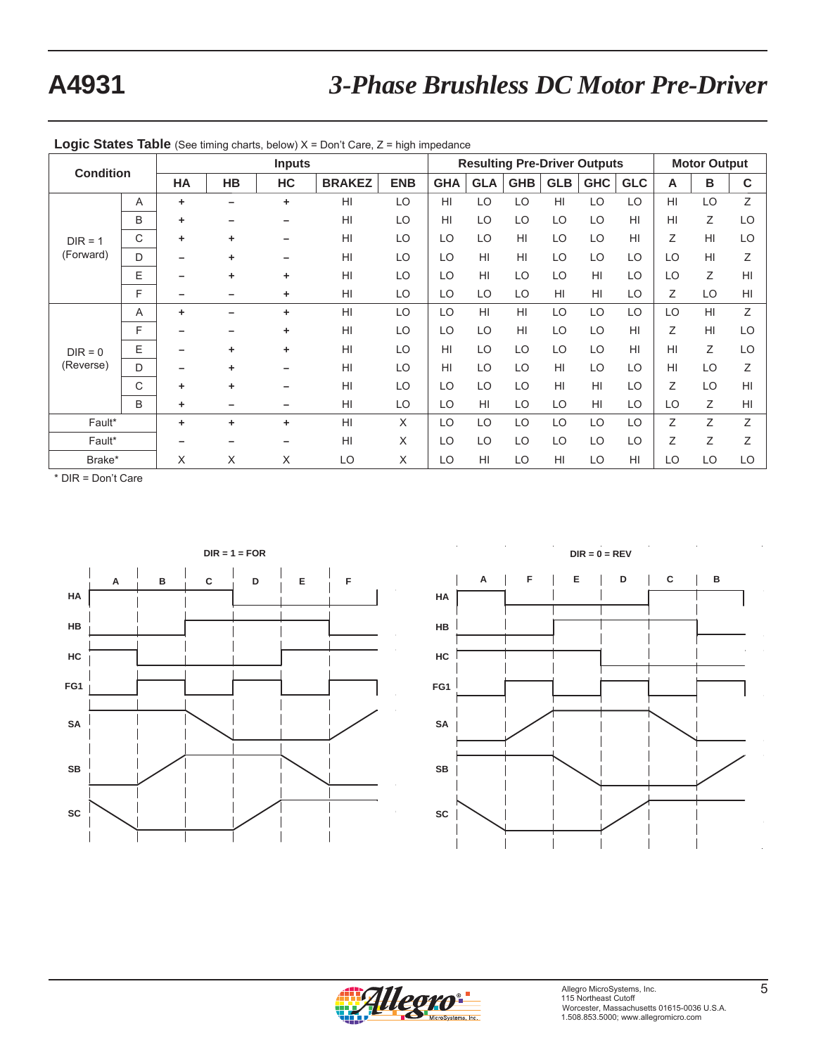**Logic States Table** (See timing charts, below) X = Don't Care, Z = high impedance

| Condition | | Inputs | | | | | Resulting Pre-Driver Outputs | | | | | | Motor Output | | |
|---|---|---|---|---|---|---|---|---|---|---|---|---|---|---|---|
| | | HA | HB | HC | BRAKEZ | ENB | GHA | GLA | GHB | GLB | GHC | GLC | A | B | C |
| DIR = 1 (Forward) | A | + | – | + | HI | LO | HI | LO | LO | HI | LO | LO | HI | LO | Z |
| | B | + | – | – | HI | LO | HI | LO | LO | LO | LO | HI | HI | Z | LO |
| | C | + | + | – | HI | LO | LO | LO | HI | LO | LO | HI | Z | HI | LO |
| | D | – | + | – | HI | LO | LO | HI | HI | LO | LO | LO | LO | HI | Z |
| | E | – | + | + | HI | LO | LO | HI | LO | LO | HI | LO | LO | Z | HI |
| | F | – | – | + | HI | LO | LO | LO | LO | HI | HI | LO | Z | LO | HI |
| DIR = 0 (Reverse) | A | + | – | + | HI | LO | LO | HI | HI | LO | LO | LO | LO | HI | Z |
| | F | – | – | + | HI | LO | LO | LO | HI | LO | LO | HI | Z | HI | LO |
| | E | – | + | + | HI | LO | HI | LO | LO | LO | LO | HI | HI | Z | LO |
| | D | – | + | – | HI | LO | HI | LO | LO | HI | LO | LO | HI | LO | Z |
| | C | + | + | – | HI | LO | LO | LO | LO | HI | HI | LO | Z | LO | HI |
| | B | + | – | – | HI | LO | LO | HI | LO | LO | HI | LO | LO | Z | HI |
| Fault* | | + | + | + | HI | X | LO | LO | LO | LO | LO | LO | Z | Z | Z |
| Fault* | | – | – | – | HI | X | LO | LO | LO | LO | LO | LO | Z | Z | Z |
| Brake* | | X | X | X | LO | X | LO | HI | LO | HI | LO | HI | LO | LO | LO |

\* DIR = Don't Care

DIR = 1 = FOR

DIR = 0 = REV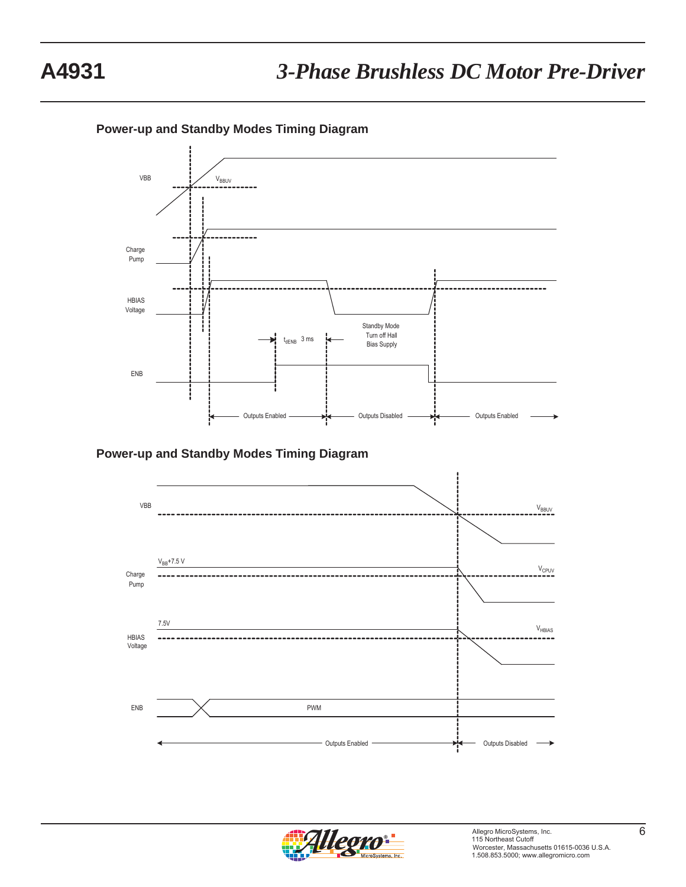## Power-up and Standby Modes Timing Diagram

VBB

$V_{BBUV}$

Charge Pump

HBIAS Voltage

ENB

$t_{dENB}$ 3 ms

Standby Mode Turn off Hall Bias Supply

Outputs Enabled

Outputs Disabled

Outputs Enabled

## Power-up and Standby Modes Timing Diagram

VBB

$V_{BBUV}$

Charge Pump

$V_{BB}$+7.5 V

$V_{CPUV}$

HBIAS Voltage

7.5V

$V_{HBIAS}$

ENB

PWM

Outputs Enabled

Outputs Disabled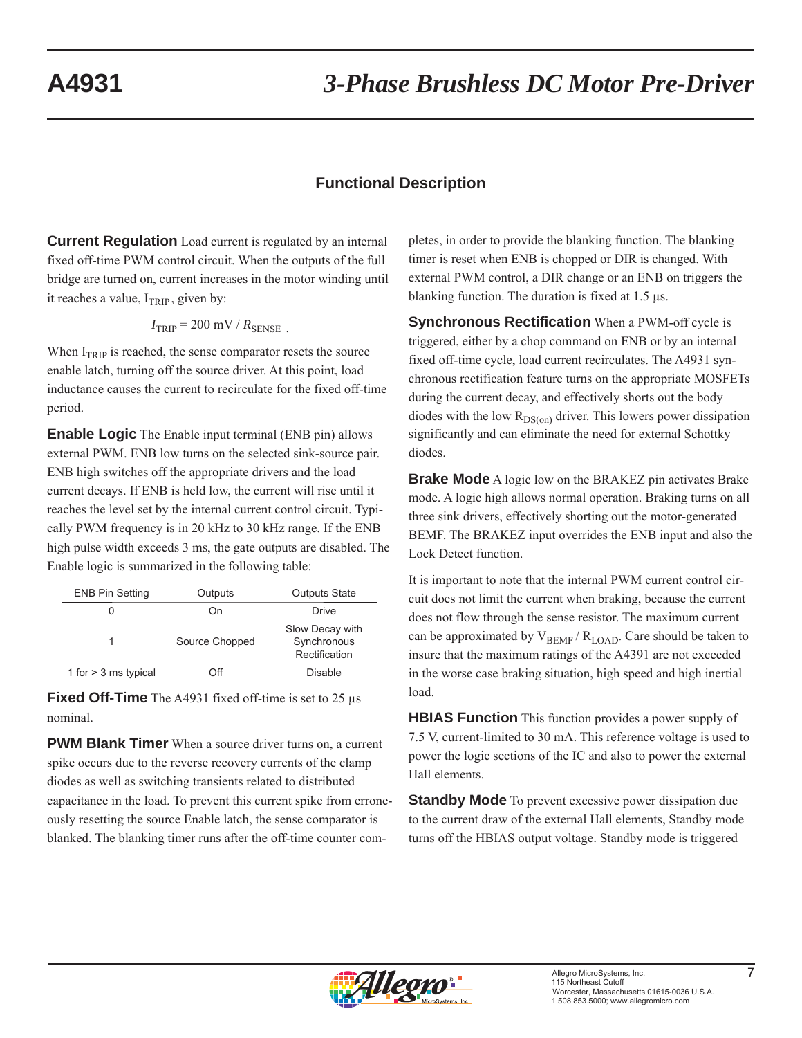## Functional Description

**Current Regulation** Load current is regulated by an internal fixed off-time PWM control circuit. When the outputs of the full bridge are turned on, current increases in the motor winding until it reaches a value, $I_{TRIP}$, given by:

$$I_{TRIP} = 200 \text{ mV} / R_{SENSE}\ .$$

When $I_{TRIP}$ is reached, the sense comparator resets the source enable latch, turning off the source driver. At this point, load inductance causes the current to recirculate for the fixed off-time period.

**Enable Logic** The Enable input terminal (ENB pin) allows external PWM. ENB low turns on the selected sink-source pair. ENB high switches off the appropriate drivers and the load current decays. If ENB is held low, the current will rise until it reaches the level set by the internal current control circuit. Typically PWM frequency is in 20 kHz to 30 kHz range. If the ENB high pulse width exceeds 3 ms, the gate outputs are disabled. The Enable logic is summarized in the following table:

| ENB Pin Setting | Outputs | Outputs State |
|---|---|---|
| 0 | On | Drive |
| 1 | Source Chopped | Slow Decay with Synchronous Rectification |
| 1 for > 3 ms typical | Off | Disable |

**Fixed Off-Time** The A4931 fixed off-time is set to 25 µs nominal.

**PWM Blank Timer** When a source driver turns on, a current spike occurs due to the reverse recovery currents of the clamp diodes as well as switching transients related to distributed capacitance in the load. To prevent this current spike from erroneously resetting the source Enable latch, the sense comparator is blanked. The blanking timer runs after the off-time counter completes, in order to provide the blanking function. The blanking timer is reset when ENB is chopped or DIR is changed. With external PWM control, a DIR change or an ENB on triggers the blanking function. The duration is fixed at 1.5 µs.

**Synchronous Rectification** When a PWM-off cycle is triggered, either by a chop command on ENB or by an internal fixed off-time cycle, load current recirculates. The A4931 synchronous rectification feature turns on the appropriate MOSFETs during the current decay, and effectively shorts out the body diodes with the low $R_{DS(on)}$ driver. This lowers power dissipation significantly and can eliminate the need for external Schottky diodes.

**Brake Mode** A logic low on the BRAKEZ pin activates Brake mode. A logic high allows normal operation. Braking turns on all three sink drivers, effectively shorting out the motor-generated BEMF. The BRAKEZ input overrides the ENB input and also the Lock Detect function.

It is important to note that the internal PWM current control circuit does not limit the current when braking, because the current does not flow through the sense resistor. The maximum current can be approximated by $V_{BEMF} / R_{LOAD}$. Care should be taken to insure that the maximum ratings of the A4391 are not exceeded in the worse case braking situation, high speed and high inertial load.

**HBIAS Function** This function provides a power supply of 7.5 V, current-limited to 30 mA. This reference voltage is used to power the logic sections of the IC and also to power the external Hall elements.

**Standby Mode** To prevent excessive power dissipation due to the current draw of the external Hall elements, Standby mode turns off the HBIAS output voltage. Standby mode is triggered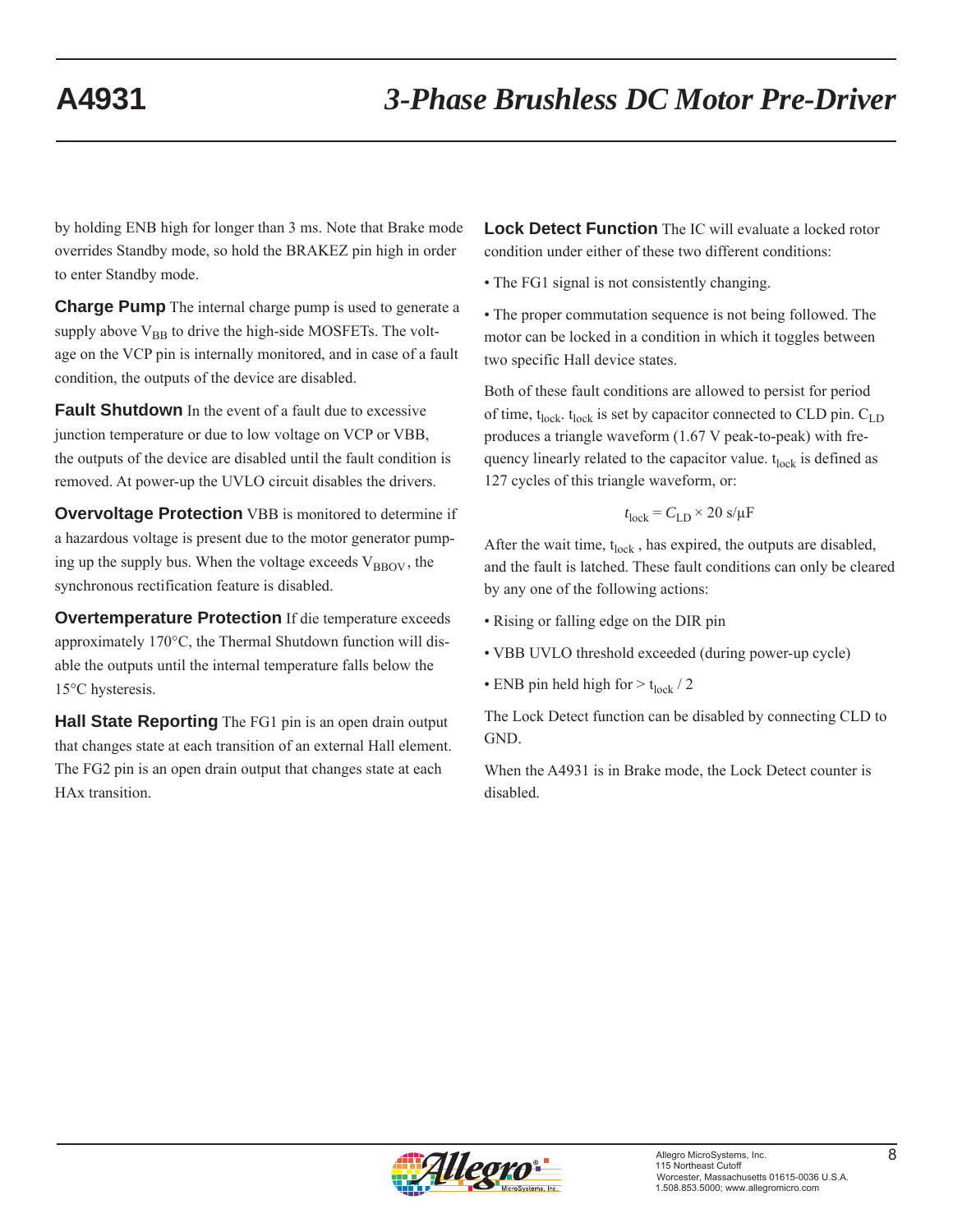by holding ENB high for longer than 3 ms. Note that Brake mode overrides Standby mode, so hold the BRAKEZ pin high in order to enter Standby mode.

**Charge Pump** The internal charge pump is used to generate a supply above $V_{BB}$ to drive the high-side MOSFETs. The voltage on the VCP pin is internally monitored, and in case of a fault condition, the outputs of the device are disabled.

**Fault Shutdown** In the event of a fault due to excessive junction temperature or due to low voltage on VCP or VBB, the outputs of the device are disabled until the fault condition is removed. At power-up the UVLO circuit disables the drivers.

**Overvoltage Protection** VBB is monitored to determine if a hazardous voltage is present due to the motor generator pumping up the supply bus. When the voltage exceeds $V_{BBOV}$, the synchronous rectification feature is disabled.

**Overtemperature Protection** If die temperature exceeds approximately 170°C, the Thermal Shutdown function will disable the outputs until the internal temperature falls below the 15°C hysteresis.

**Hall State Reporting** The FG1 pin is an open drain output that changes state at each transition of an external Hall element. The FG2 pin is an open drain output that changes state at each HAx transition.

**Lock Detect Function** The IC will evaluate a locked rotor condition under either of these two different conditions:

- The FG1 signal is not consistently changing.
- The proper commutation sequence is not being followed. The motor can be locked in a condition in which it toggles between two specific Hall device states.

Both of these fault conditions are allowed to persist for period of time, $t_{lock}$. $t_{lock}$ is set by capacitor connected to CLD pin. $C_{LD}$ produces a triangle waveform (1.67 V peak-to-peak) with frequency linearly related to the capacitor value. $t_{lock}$ is defined as 127 cycles of this triangle waveform, or:

$$t_{lock} = C_{LD} \times 20 \text{ s/}\mu\text{F}$$

After the wait time, $t_{lock}$ , has expired, the outputs are disabled, and the fault is latched. These fault conditions can only be cleared by any one of the following actions:

- Rising or falling edge on the DIR pin
- VBB UVLO threshold exceeded (during power-up cycle)
- ENB pin held high for > $t_{lock}$ / 2

The Lock Detect function can be disabled by connecting CLD to GND.

When the A4931 is in Brake mode, the Lock Detect counter is disabled.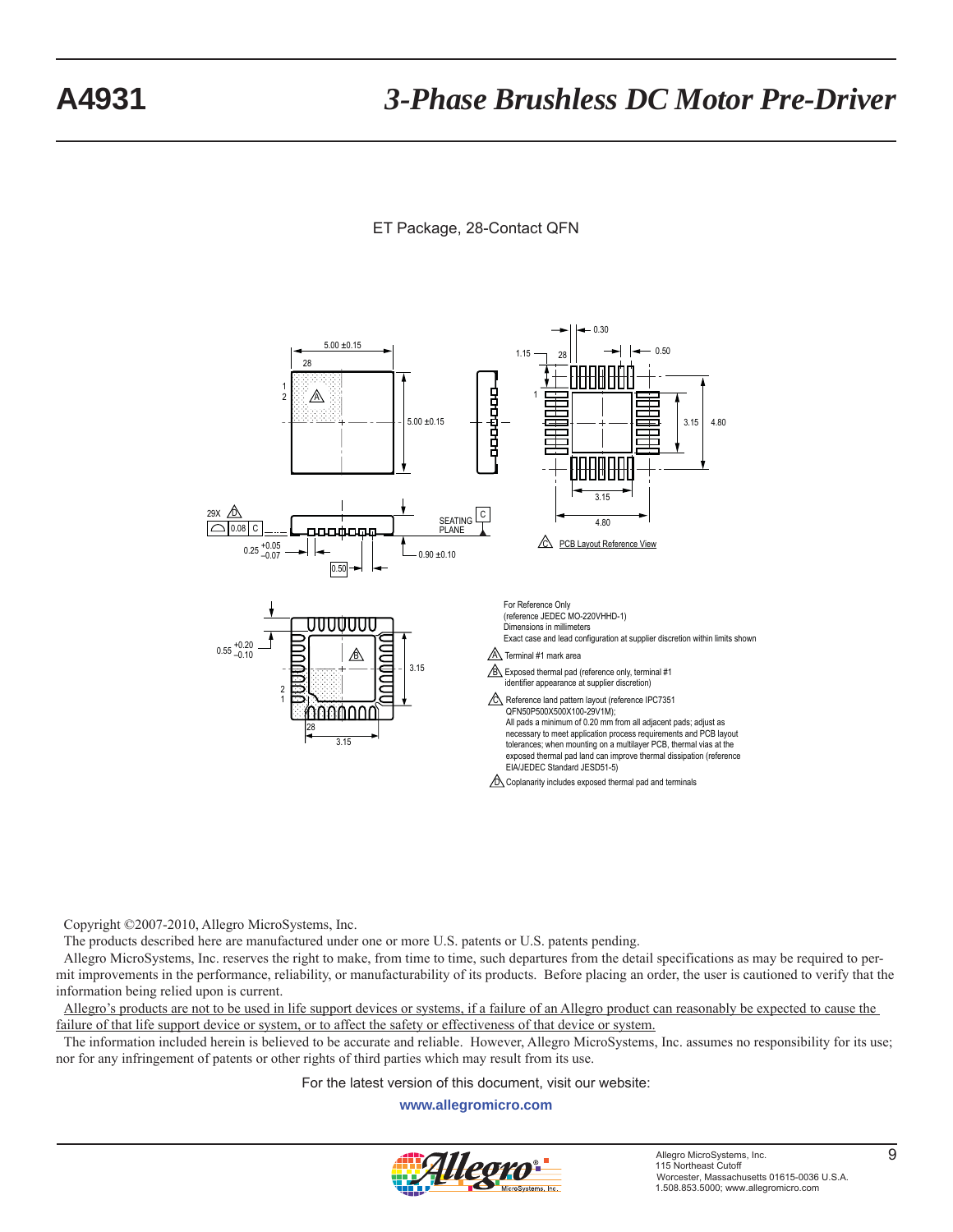ET Package, 28-Contact QFN

5.00 ±0.15

28

1

2

A

5.00 ±0.15

29X D

0.08 C

SEATING PLANE

C

0.25 +0.05 −0.07

0.50

0.90 ±0.10

0.30

1.15

28

0.50

1

3.15

4.80

3.15

4.80

C PCB Layout Reference View

0.55 +0.20 −0.10

B

3.15

2

1

28

3.15

For Reference Only
(reference JEDEC MO-220VHHD-1)
Dimensions in millimeters
Exact case and lead configuration at supplier discretion within limits shown

A Terminal #1 mark area

B Exposed thermal pad (reference only, terminal #1 identifier appearance at supplier discretion)

C Reference land pattern layout (reference IPC7351 QFN50P500X500X100-29V1M);
All pads a minimum of 0.20 mm from all adjacent pads; adjust as necessary to meet application process requirements and PCB layout tolerances; when mounting on a multilayer PCB, thermal vias at the exposed thermal pad land can improve thermal dissipation (reference EIA/JEDEC Standard JESD51-5)

D Coplanarity includes exposed thermal pad and terminals

Copyright ©2007-2010, Allegro MicroSystems, Inc.

The products described here are manufactured under one or more U.S. patents or U.S. patents pending.

Allegro MicroSystems, Inc. reserves the right to make, from time to time, such departures from the detail specifications as may be required to permit improvements in the performance, reliability, or manufacturability of its products. Before placing an order, the user is cautioned to verify that the information being relied upon is current.

Allegro's products are not to be used in life support devices or systems, if a failure of an Allegro product can reasonably be expected to cause the failure of that life support device or system, or to affect the safety or effectiveness of that device or system.

The information included herein is believed to be accurate and reliable. However, Allegro MicroSystems, Inc. assumes no responsibility for its use; nor for any infringement of patents or other rights of third parties which may result from its use.

For the latest version of this document, visit our website:

**www.allegromicro.com**